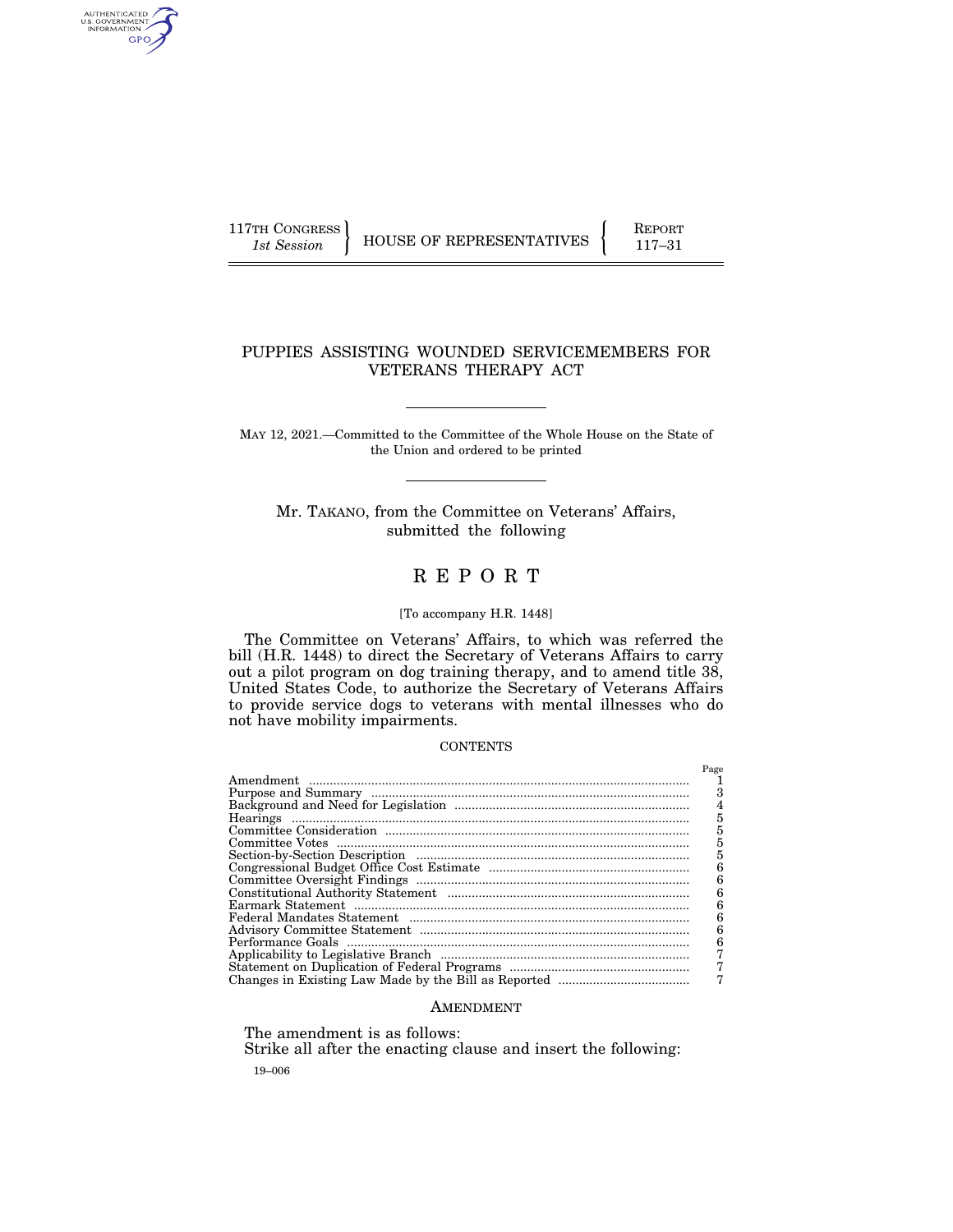117TH CONGRESS
*1st Session*

HOUSE OF REPRESENTATIVES

REPORT
117–31

# PUPPIES ASSISTING WOUNDED SERVICEMEMBERS FOR VETERANS THERAPY ACT

MAY 12, 2021.—Committed to the Committee of the Whole House on the State of the Union and ordered to be printed

Mr. TAKANO, from the Committee on Veterans' Affairs, submitted the following

# REPORT

[To accompany H.R. 1448]

The Committee on Veterans' Affairs, to which was referred the bill (H.R. 1448) to direct the Secretary of Veterans Affairs to carry out a pilot program on dog training therapy, and to amend title 38, United States Code, to authorize the Secretary of Veterans Affairs to provide service dogs to veterans with mental illnesses who do not have mobility impairments.

## CONTENTS

| | Page |
|---|---|
| Amendment | 1 |
| Purpose and Summary | 3 |
| Background and Need for Legislation | 4 |
| Hearings | 5 |
| Committee Consideration | 5 |
| Committee Votes | 5 |
| Section-by-Section Description | 5 |
| Congressional Budget Office Cost Estimate | 6 |
| Committee Oversight Findings | 6 |
| Constitutional Authority Statement | 6 |
| Earmark Statement | 6 |
| Federal Mandates Statement | 6 |
| Advisory Committee Statement | 6 |
| Performance Goals | 6 |
| Applicability to Legislative Branch | 7 |
| Statement on Duplication of Federal Programs | 7 |
| Changes in Existing Law Made by the Bill as Reported | 7 |

## AMENDMENT

The amendment is as follows:

Strike all after the enacting clause and insert the following:

19–006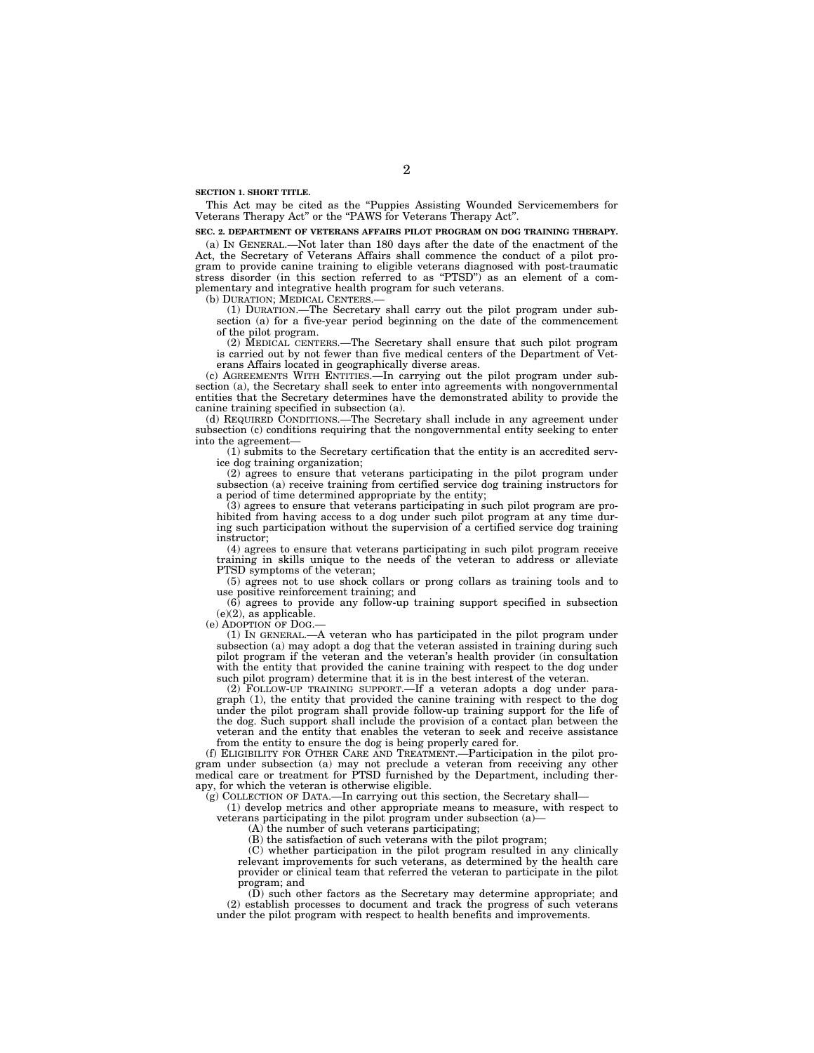**SECTION 1. SHORT TITLE.**

This Act may be cited as the "Puppies Assisting Wounded Servicemembers for Veterans Therapy Act" or the "PAWS for Veterans Therapy Act".

**SEC. 2. DEPARTMENT OF VETERANS AFFAIRS PILOT PROGRAM ON DOG TRAINING THERAPY.**

(a) IN GENERAL.—Not later than 180 days after the date of the enactment of the Act, the Secretary of Veterans Affairs shall commence the conduct of a pilot program to provide canine training to eligible veterans diagnosed with post-traumatic stress disorder (in this section referred to as "PTSD") as an element of a complementary and integrative health program for such veterans.

(b) DURATION; MEDICAL CENTERS.—

(1) DURATION.—The Secretary shall carry out the pilot program under subsection (a) for a five-year period beginning on the date of the commencement of the pilot program.

(2) MEDICAL CENTERS.—The Secretary shall ensure that such pilot program is carried out by not fewer than five medical centers of the Department of Veterans Affairs located in geographically diverse areas.

(c) AGREEMENTS WITH ENTITIES.—In carrying out the pilot program under subsection (a), the Secretary shall seek to enter into agreements with nongovernmental entities that the Secretary determines have the demonstrated ability to provide the canine training specified in subsection (a).

(d) REQUIRED CONDITIONS.—The Secretary shall include in any agreement under subsection (c) conditions requiring that the nongovernmental entity seeking to enter into the agreement—

(1) submits to the Secretary certification that the entity is an accredited service dog training organization;

(2) agrees to ensure that veterans participating in the pilot program under subsection (a) receive training from certified service dog training instructors for a period of time determined appropriate by the entity;

(3) agrees to ensure that veterans participating in such pilot program are prohibited from having access to a dog under such pilot program at any time during such participation without the supervision of a certified service dog training instructor;

(4) agrees to ensure that veterans participating in such pilot program receive training in skills unique to the needs of the veteran to address or alleviate PTSD symptoms of the veteran;

(5) agrees not to use shock collars or prong collars as training tools and to use positive reinforcement training; and

(6) agrees to provide any follow-up training support specified in subsection (e)(2), as applicable.

(e) ADOPTION OF DOG.—

(1) IN GENERAL.—A veteran who has participated in the pilot program under subsection (a) may adopt a dog that the veteran assisted in training during such pilot program if the veteran and the veteran's health provider (in consultation with the entity that provided the canine training with respect to the dog under such pilot program) determine that it is in the best interest of the veteran.

(2) FOLLOW-UP TRAINING SUPPORT.—If a veteran adopts a dog under paragraph (1), the entity that provided the canine training with respect to the dog under the pilot program shall provide follow-up training support for the life of the dog. Such support shall include the provision of a contact plan between the veteran and the entity that enables the veteran to seek and receive assistance from the entity to ensure the dog is being properly cared for.

(f) ELIGIBILITY FOR OTHER CARE AND TREATMENT.—Participation in the pilot program under subsection (a) may not preclude a veteran from receiving any other medical care or treatment for PTSD furnished by the Department, including therapy, for which the veteran is otherwise eligible.

(g) COLLECTION OF DATA.—In carrying out this section, the Secretary shall—

(1) develop metrics and other appropriate means to measure, with respect to veterans participating in the pilot program under subsection (a)—

(A) the number of such veterans participating;

(B) the satisfaction of such veterans with the pilot program;

(C) whether participation in the pilot program resulted in any clinically relevant improvements for such veterans, as determined by the health care provider or clinical team that referred the veteran to participate in the pilot program; and

(D) such other factors as the Secretary may determine appropriate; and

(2) establish processes to document and track the progress of such veterans under the pilot program with respect to health benefits and improvements.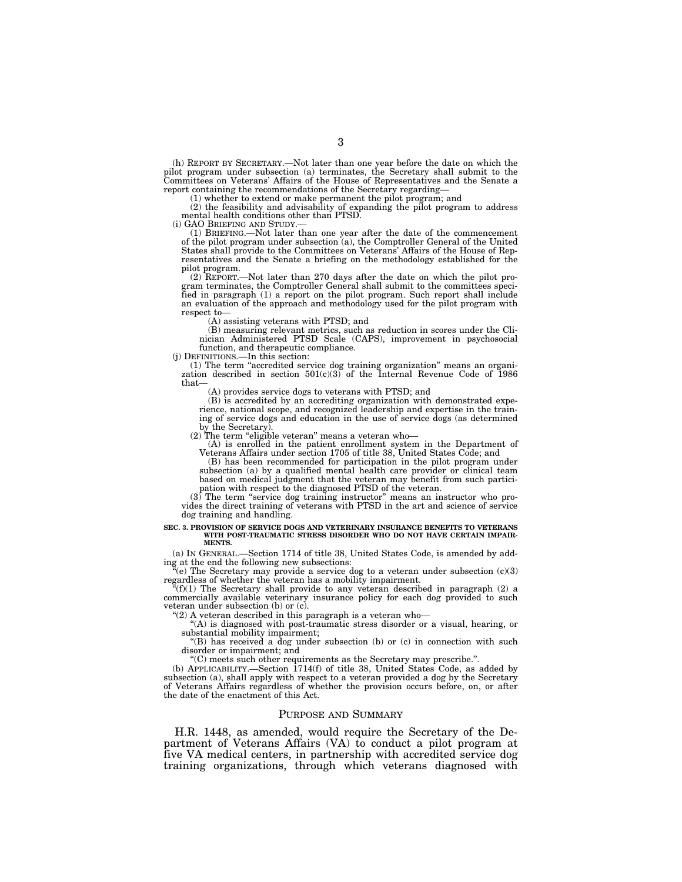(h) REPORT BY SECRETARY.—Not later than one year before the date on which the pilot program under subsection (a) terminates, the Secretary shall submit to the Committees on Veterans' Affairs of the House of Representatives and the Senate a report containing the recommendations of the Secretary regarding—

(1) whether to extend or make permanent the pilot program; and

(2) the feasibility and advisability of expanding the pilot program to address mental health conditions other than PTSD.

(i) GAO BRIEFING AND STUDY.—

(1) BRIEFING.—Not later than one year after the date of the commencement of the pilot program under subsection (a), the Comptroller General of the United States shall provide to the Committees on Veterans' Affairs of the House of Representatives and the Senate a briefing on the methodology established for the pilot program.

(2) REPORT.—Not later than 270 days after the date on which the pilot program terminates, the Comptroller General shall submit to the committees specified in paragraph (1) a report on the pilot program. Such report shall include an evaluation of the approach and methodology used for the pilot program with respect to—

(A) assisting veterans with PTSD; and

(B) measuring relevant metrics, such as reduction in scores under the Clinician Administered PTSD Scale (CAPS), improvement in psychosocial function, and therapeutic compliance.

(j) DEFINITIONS.—In this section:

(1) The term "accredited service dog training organization" means an organization described in section 501(c)(3) of the Internal Revenue Code of 1986 that—

(A) provides service dogs to veterans with PTSD; and

(B) is accredited by an accrediting organization with demonstrated experience, national scope, and recognized leadership and expertise in the training of service dogs and education in the use of service dogs (as determined by the Secretary).

(2) The term "eligible veteran" means a veteran who—

(A) is enrolled in the patient enrollment system in the Department of Veterans Affairs under section 1705 of title 38, United States Code; and

(B) has been recommended for participation in the pilot program under subsection (a) by a qualified mental health care provider or clinical team based on medical judgment that the veteran may benefit from such participation with respect to the diagnosed PTSD of the veteran.

(3) The term "service dog training instructor" means an instructor who provides the direct training of veterans with PTSD in the art and science of service dog training and handling.

**SEC. 3. PROVISION OF SERVICE DOGS AND VETERINARY INSURANCE BENEFITS TO VETERANS WITH POST-TRAUMATIC STRESS DISORDER WHO DO NOT HAVE CERTAIN IMPAIRMENTS.**

(a) IN GENERAL.—Section 1714 of title 38, United States Code, is amended by adding at the end the following new subsections:

"(e) The Secretary may provide a service dog to a veteran under subsection (c)(3) regardless of whether the veteran has a mobility impairment.

"(f)(1) The Secretary shall provide to any veteran described in paragraph (2) a commercially available veterinary insurance policy for each dog provided to such veteran under subsection (b) or (c).

"(2) A veteran described in this paragraph is a veteran who—

"(A) is diagnosed with post-traumatic stress disorder or a visual, hearing, or substantial mobility impairment;

"(B) has received a dog under subsection (b) or (c) in connection with such disorder or impairment; and

"(C) meets such other requirements as the Secretary may prescribe.".

(b) APPLICABILITY.—Section 1714(f) of title 38, United States Code, as added by subsection (a), shall apply with respect to a veteran provided a dog by the Secretary of Veterans Affairs regardless of whether the provision occurs before, on, or after the date of the enactment of this Act.

## PURPOSE AND SUMMARY

H.R. 1448, as amended, would require the Secretary of the Department of Veterans Affairs (VA) to conduct a pilot program at five VA medical centers, in partnership with accredited service dog training organizations, through which veterans diagnosed with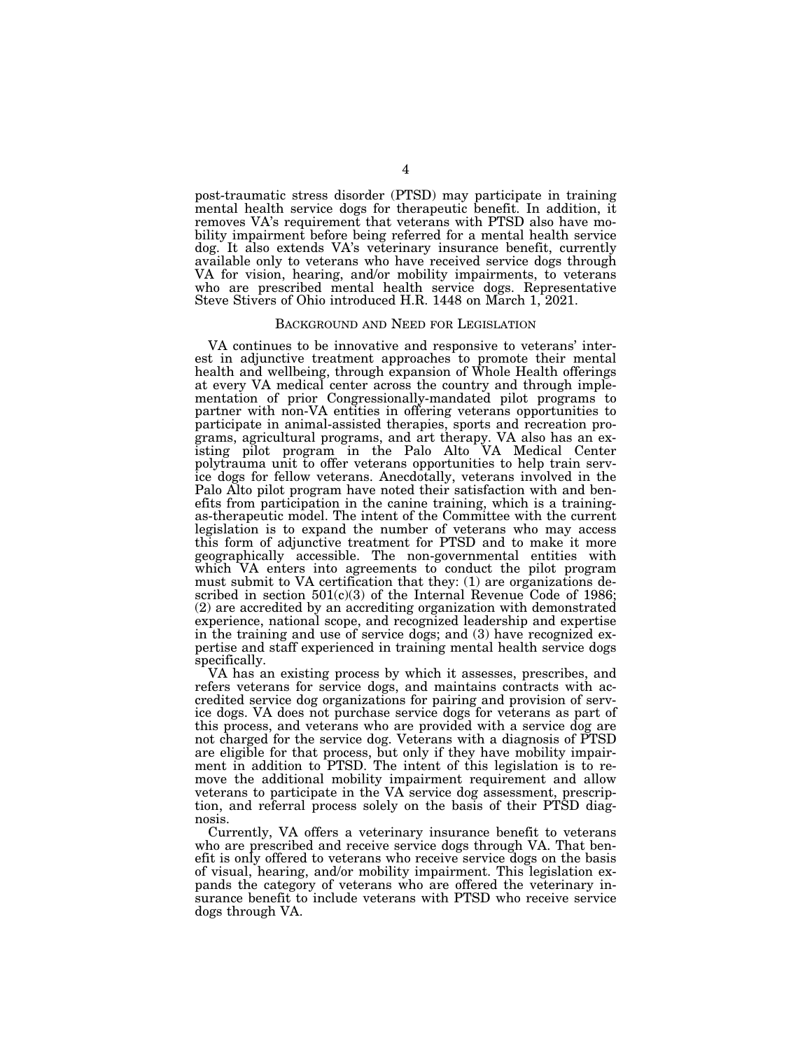post-traumatic stress disorder (PTSD) may participate in training mental health service dogs for therapeutic benefit. In addition, it removes VA's requirement that veterans with PTSD also have mobility impairment before being referred for a mental health service dog. It also extends VA's veterinary insurance benefit, currently available only to veterans who have received service dogs through VA for vision, hearing, and/or mobility impairments, to veterans who are prescribed mental health service dogs. Representative Steve Stivers of Ohio introduced H.R. 1448 on March 1, 2021.

## BACKGROUND AND NEED FOR LEGISLATION

VA continues to be innovative and responsive to veterans' interest in adjunctive treatment approaches to promote their mental health and wellbeing, through expansion of Whole Health offerings at every VA medical center across the country and through implementation of prior Congressionally-mandated pilot programs to partner with non-VA entities in offering veterans opportunities to participate in animal-assisted therapies, sports and recreation programs, agricultural programs, and art therapy. VA also has an existing pilot program in the Palo Alto VA Medical Center polytrauma unit to offer veterans opportunities to help train service dogs for fellow veterans. Anecdotally, veterans involved in the Palo Alto pilot program have noted their satisfaction with and benefits from participation in the canine training, which is a training-as-therapeutic model. The intent of the Committee with the current legislation is to expand the number of veterans who may access this form of adjunctive treatment for PTSD and to make it more geographically accessible. The non-governmental entities with which VA enters into agreements to conduct the pilot program must submit to VA certification that they: (1) are organizations described in section 501(c)(3) of the Internal Revenue Code of 1986; (2) are accredited by an accrediting organization with demonstrated experience, national scope, and recognized leadership and expertise in the training and use of service dogs; and (3) have recognized expertise and staff experienced in training mental health service dogs specifically.

VA has an existing process by which it assesses, prescribes, and refers veterans for service dogs, and maintains contracts with accredited service dog organizations for pairing and provision of service dogs. VA does not purchase service dogs for veterans as part of this process, and veterans who are provided with a service dog are not charged for the service dog. Veterans with a diagnosis of PTSD are eligible for that process, but only if they have mobility impairment in addition to PTSD. The intent of this legislation is to remove the additional mobility impairment requirement and allow veterans to participate in the VA service dog assessment, prescription, and referral process solely on the basis of their PTSD diagnosis.

Currently, VA offers a veterinary insurance benefit to veterans who are prescribed and receive service dogs through VA. That benefit is only offered to veterans who receive service dogs on the basis of visual, hearing, and/or mobility impairment. This legislation expands the category of veterans who are offered the veterinary insurance benefit to include veterans with PTSD who receive service dogs through VA.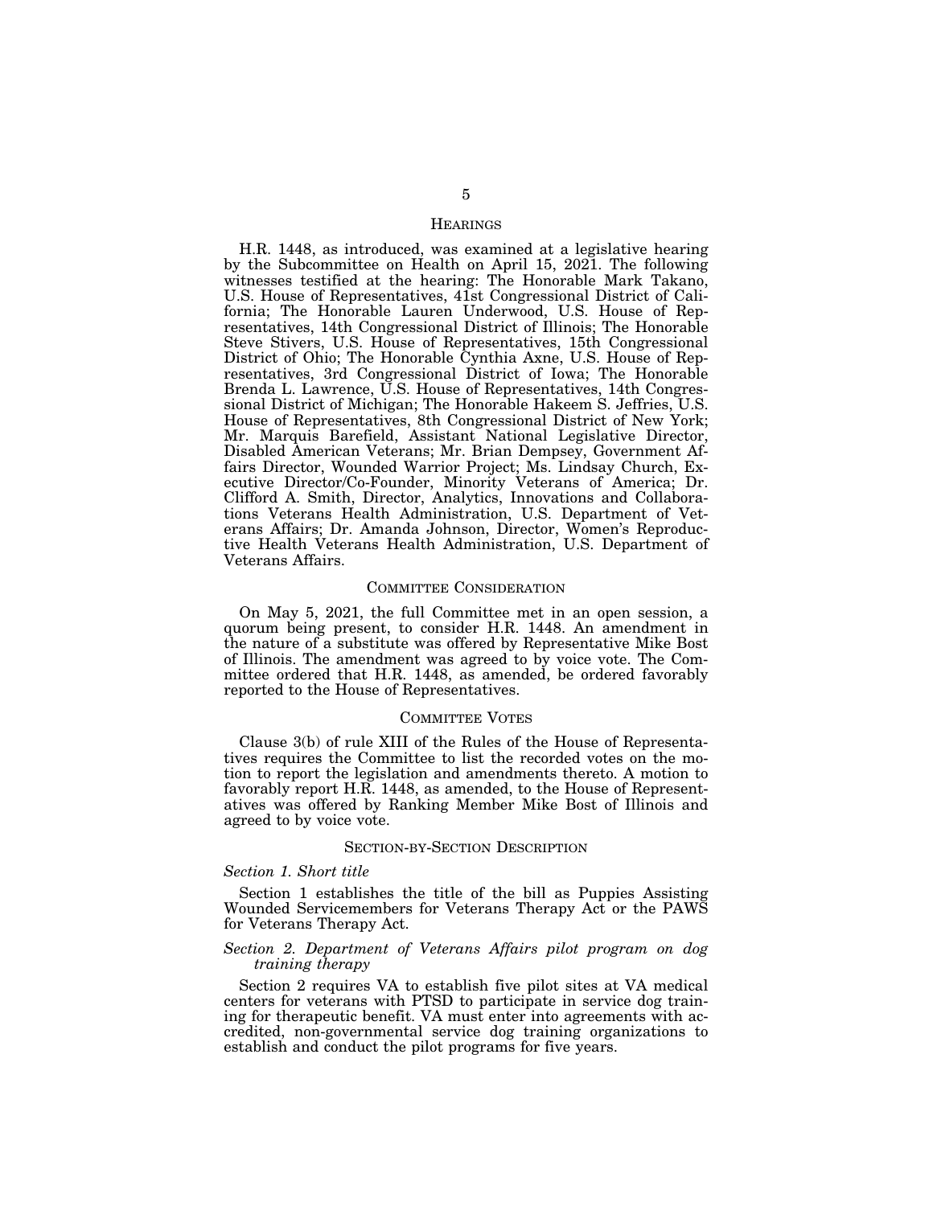## HEARINGS

H.R. 1448, as introduced, was examined at a legislative hearing by the Subcommittee on Health on April 15, 2021. The following witnesses testified at the hearing: The Honorable Mark Takano, U.S. House of Representatives, 41st Congressional District of California; The Honorable Lauren Underwood, U.S. House of Representatives, 14th Congressional District of Illinois; The Honorable Steve Stivers, U.S. House of Representatives, 15th Congressional District of Ohio; The Honorable Cynthia Axne, U.S. House of Representatives, 3rd Congressional District of Iowa; The Honorable Brenda L. Lawrence, U.S. House of Representatives, 14th Congressional District of Michigan; The Honorable Hakeem S. Jeffries, U.S. House of Representatives, 8th Congressional District of New York; Mr. Marquis Barefield, Assistant National Legislative Director, Disabled American Veterans; Mr. Brian Dempsey, Government Affairs Director, Wounded Warrior Project; Ms. Lindsay Church, Executive Director/Co-Founder, Minority Veterans of America; Dr. Clifford A. Smith, Director, Analytics, Innovations and Collaborations Veterans Health Administration, U.S. Department of Veterans Affairs; Dr. Amanda Johnson, Director, Women's Reproductive Health Veterans Health Administration, U.S. Department of Veterans Affairs.

## COMMITTEE CONSIDERATION

On May 5, 2021, the full Committee met in an open session, a quorum being present, to consider H.R. 1448. An amendment in the nature of a substitute was offered by Representative Mike Bost of Illinois. The amendment was agreed to by voice vote. The Committee ordered that H.R. 1448, as amended, be ordered favorably reported to the House of Representatives.

## COMMITTEE VOTES

Clause 3(b) of rule XIII of the Rules of the House of Representatives requires the Committee to list the recorded votes on the motion to report the legislation and amendments thereto. A motion to favorably report H.R. 1448, as amended, to the House of Representatives was offered by Ranking Member Mike Bost of Illinois and agreed to by voice vote.

## SECTION-BY-SECTION DESCRIPTION

### *Section 1. Short title*

Section 1 establishes the title of the bill as Puppies Assisting Wounded Servicemembers for Veterans Therapy Act or the PAWS for Veterans Therapy Act.

### *Section 2. Department of Veterans Affairs pilot program on dog training therapy*

Section 2 requires VA to establish five pilot sites at VA medical centers for veterans with PTSD to participate in service dog training for therapeutic benefit. VA must enter into agreements with accredited, non-governmental service dog training organizations to establish and conduct the pilot programs for five years.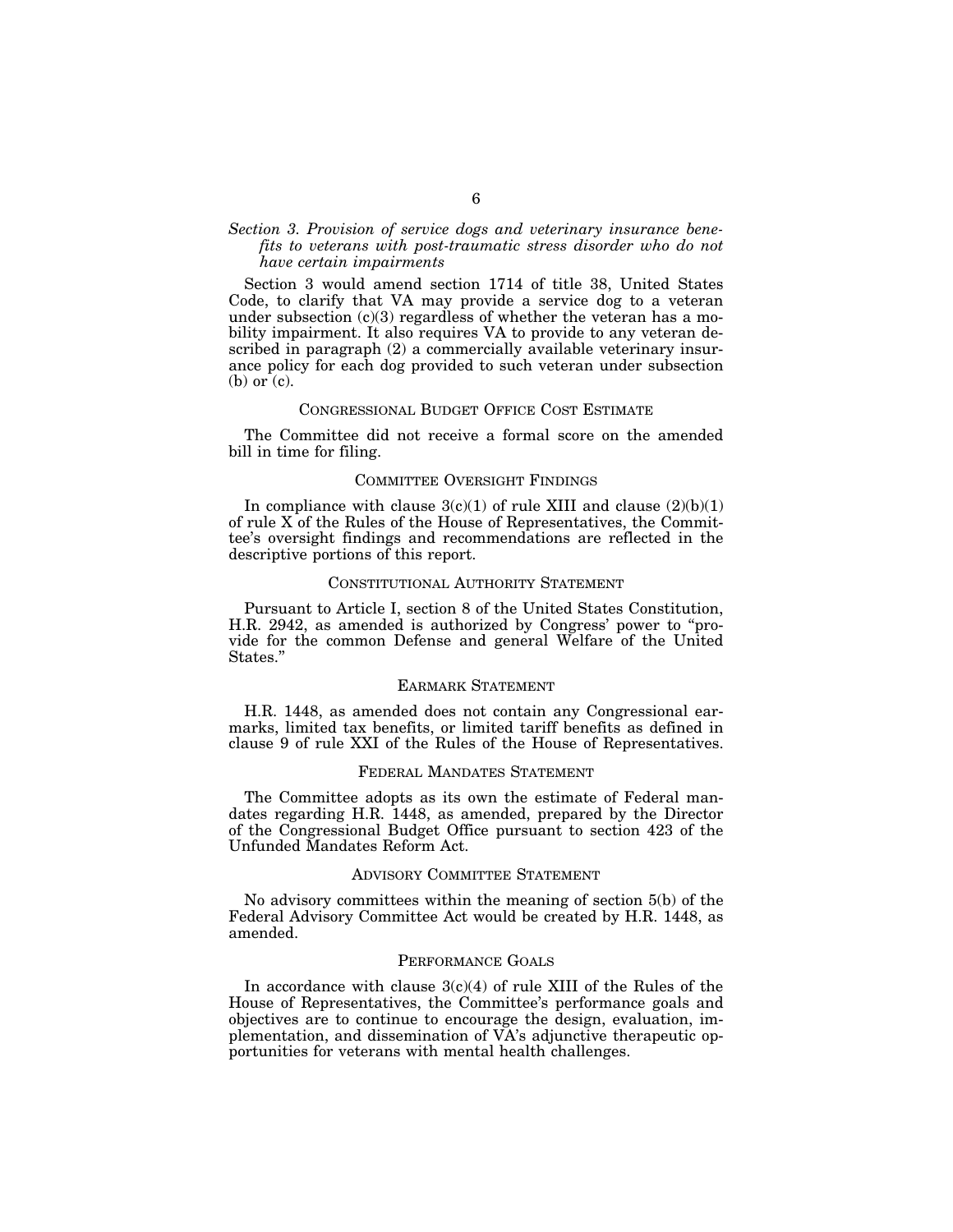*Section 3. Provision of service dogs and veterinary insurance benefits to veterans with post-traumatic stress disorder who do not have certain impairments*

Section 3 would amend section 1714 of title 38, United States Code, to clarify that VA may provide a service dog to a veteran under subsection (c)(3) regardless of whether the veteran has a mobility impairment. It also requires VA to provide to any veteran described in paragraph (2) a commercially available veterinary insurance policy for each dog provided to such veteran under subsection (b) or (c).

## CONGRESSIONAL BUDGET OFFICE COST ESTIMATE

The Committee did not receive a formal score on the amended bill in time for filing.

## COMMITTEE OVERSIGHT FINDINGS

In compliance with clause 3(c)(1) of rule XIII and clause (2)(b)(1) of rule X of the Rules of the House of Representatives, the Committee's oversight findings and recommendations are reflected in the descriptive portions of this report.

## CONSTITUTIONAL AUTHORITY STATEMENT

Pursuant to Article I, section 8 of the United States Constitution, H.R. 2942, as amended is authorized by Congress' power to "provide for the common Defense and general Welfare of the United States."

## EARMARK STATEMENT

H.R. 1448, as amended does not contain any Congressional earmarks, limited tax benefits, or limited tariff benefits as defined in clause 9 of rule XXI of the Rules of the House of Representatives.

## FEDERAL MANDATES STATEMENT

The Committee adopts as its own the estimate of Federal mandates regarding H.R. 1448, as amended, prepared by the Director of the Congressional Budget Office pursuant to section 423 of the Unfunded Mandates Reform Act.

## ADVISORY COMMITTEE STATEMENT

No advisory committees within the meaning of section 5(b) of the Federal Advisory Committee Act would be created by H.R. 1448, as amended.

## PERFORMANCE GOALS

In accordance with clause 3(c)(4) of rule XIII of the Rules of the House of Representatives, the Committee's performance goals and objectives are to continue to encourage the design, evaluation, implementation, and dissemination of VA's adjunctive therapeutic opportunities for veterans with mental health challenges.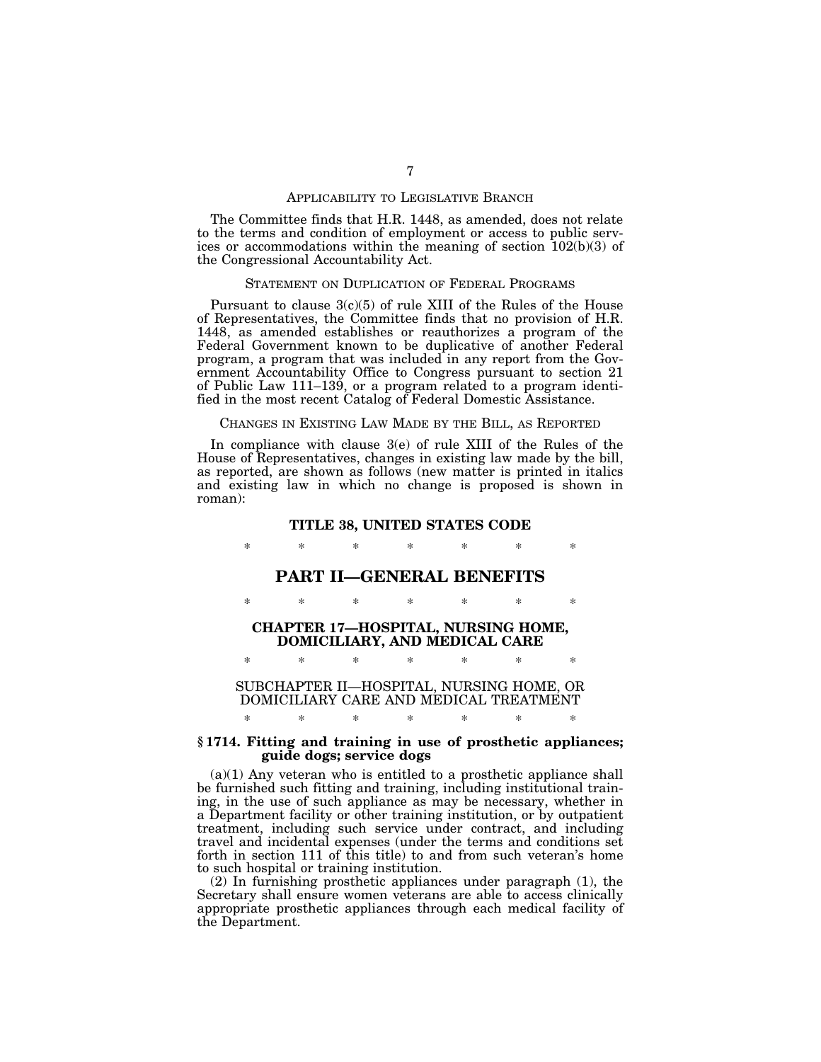### APPLICABILITY TO LEGISLATIVE BRANCH

The Committee finds that H.R. 1448, as amended, does not relate to the terms and condition of employment or access to public services or accommodations within the meaning of section 102(b)(3) of the Congressional Accountability Act.

### STATEMENT ON DUPLICATION OF FEDERAL PROGRAMS

Pursuant to clause 3(c)(5) of rule XIII of the Rules of the House of Representatives, the Committee finds that no provision of H.R. 1448, as amended establishes or reauthorizes a program of the Federal Government known to be duplicative of another Federal program, a program that was included in any report from the Government Accountability Office to Congress pursuant to section 21 of Public Law 111–139, or a program related to a program identified in the most recent Catalog of Federal Domestic Assistance.

### CHANGES IN EXISTING LAW MADE BY THE BILL, AS REPORTED

In compliance with clause 3(e) of rule XIII of the Rules of the House of Representatives, changes in existing law made by the bill, as reported, are shown as follows (new matter is printed in italics and existing law in which no change is proposed is shown in roman):

## TITLE 38, UNITED STATES CODE

\* \* \* \* \* \* \*

## PART II—GENERAL BENEFITS

\* \* \* \* \* \* \*

### CHAPTER 17—HOSPITAL, NURSING HOME, DOMICILIARY, AND MEDICAL CARE

\* \* \* \* \* \* \*

### SUBCHAPTER II—HOSPITAL, NURSING HOME, OR DOMICILIARY CARE AND MEDICAL TREATMENT

\* \* \* \* \* \* \*

**§ 1714. Fitting and training in use of prosthetic appliances; guide dogs; service dogs**

(a)(1) Any veteran who is entitled to a prosthetic appliance shall be furnished such fitting and training, including institutional training, in the use of such appliance as may be necessary, whether in a Department facility or other training institution, or by outpatient treatment, including such service under contract, and including travel and incidental expenses (under the terms and conditions set forth in section 111 of this title) to and from such veteran's home to such hospital or training institution.

(2) In furnishing prosthetic appliances under paragraph (1), the Secretary shall ensure women veterans are able to access clinically appropriate prosthetic appliances through each medical facility of the Department.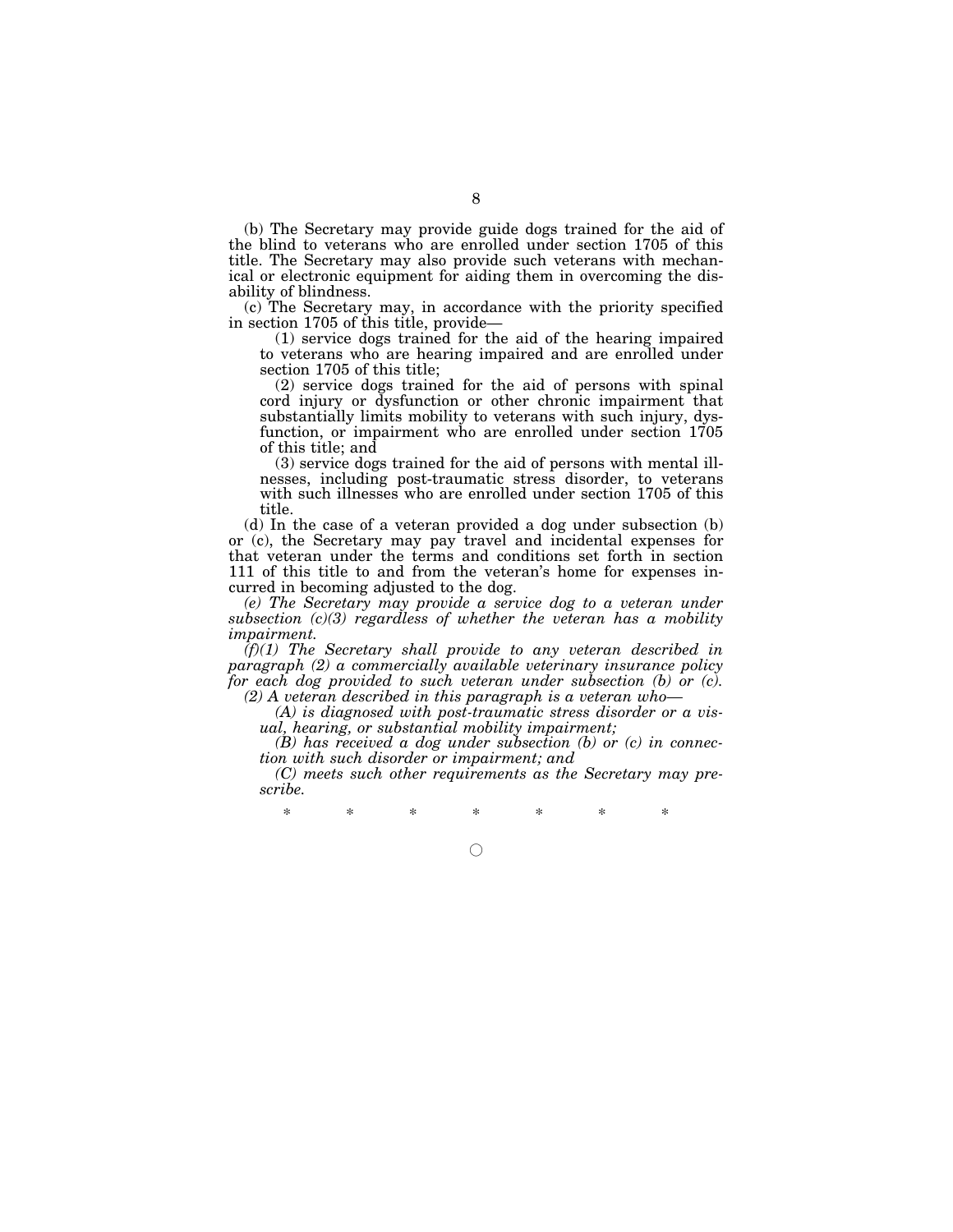(b) The Secretary may provide guide dogs trained for the aid of the blind to veterans who are enrolled under section 1705 of this title. The Secretary may also provide such veterans with mechanical or electronic equipment for aiding them in overcoming the disability of blindness.

(c) The Secretary may, in accordance with the priority specified in section 1705 of this title, provide—

(1) service dogs trained for the aid of the hearing impaired to veterans who are hearing impaired and are enrolled under section 1705 of this title;

(2) service dogs trained for the aid of persons with spinal cord injury or dysfunction or other chronic impairment that substantially limits mobility to veterans with such injury, dysfunction, or impairment who are enrolled under section 1705 of this title; and

(3) service dogs trained for the aid of persons with mental illnesses, including post-traumatic stress disorder, to veterans with such illnesses who are enrolled under section 1705 of this title.

(d) In the case of a veteran provided a dog under subsection (b) or (c), the Secretary may pay travel and incidental expenses for that veteran under the terms and conditions set forth in section 111 of this title to and from the veteran's home for expenses incurred in becoming adjusted to the dog.

*(e) The Secretary may provide a service dog to a veteran under subsection (c)(3) regardless of whether the veteran has a mobility impairment.*

*(f)(1) The Secretary shall provide to any veteran described in paragraph (2) a commercially available veterinary insurance policy for each dog provided to such veteran under subsection (b) or (c).*

*(2) A veteran described in this paragraph is a veteran who—*

*(A) is diagnosed with post-traumatic stress disorder or a visual, hearing, or substantial mobility impairment;*

*(B) has received a dog under subsection (b) or (c) in connection with such disorder or impairment; and*

*(C) meets such other requirements as the Secretary may prescribe.*

\* \* \* \* \* \* \*